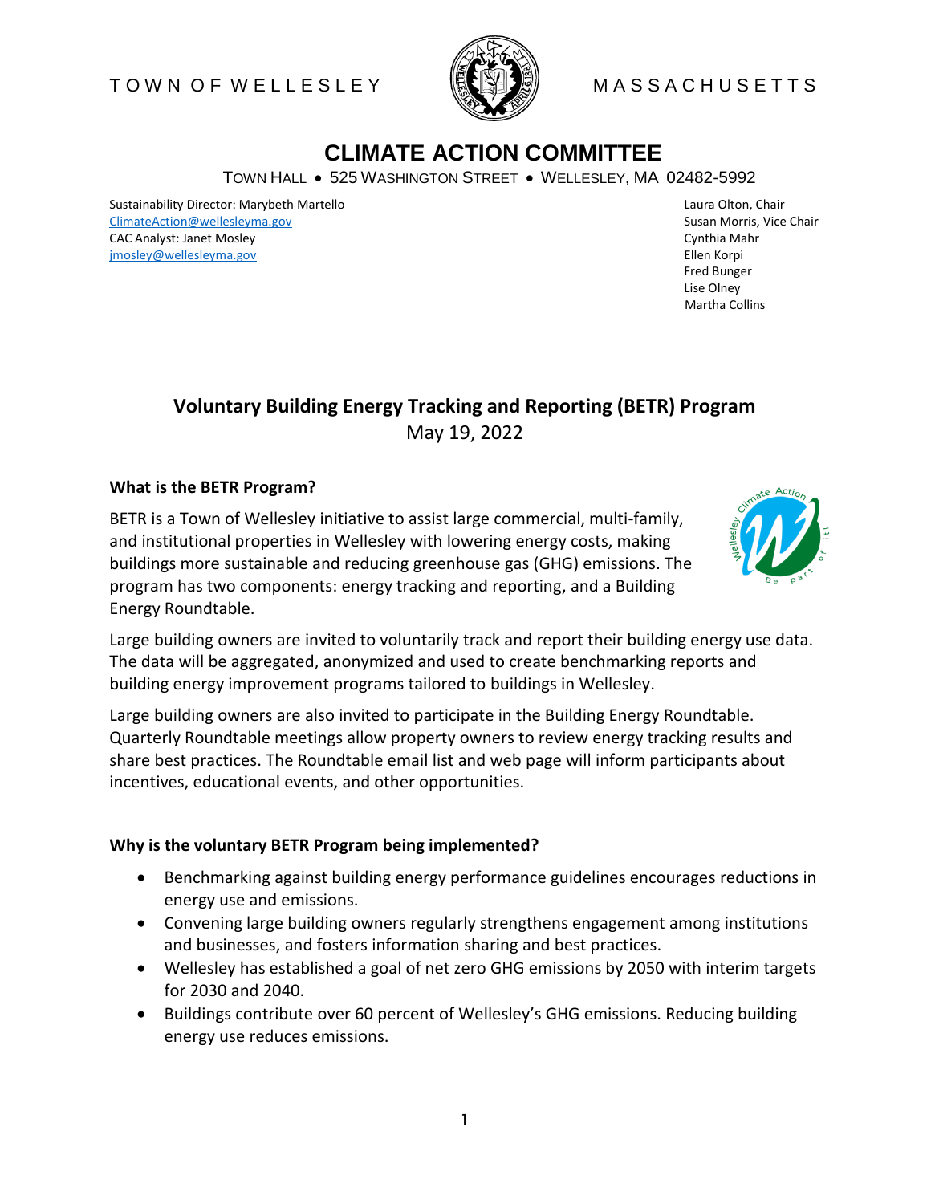TOWN OF WELLESLEY — MASSACHUSETTS

# CLIMATE ACTION COMMITTEE

TOWN HALL • 525 WASHINGTON STREET • WELLESLEY, MA 02482-5992

Sustainability Director: Marybeth Martello
ClimateAction@wellesleyma.gov
CAC Analyst: Janet Mosley
jmosley@wellesleyma.gov

Laura Olton, Chair
Susan Morris, Vice Chair
Cynthia Mahr
Ellen Korpi
Fred Bunger
Lise Olney
Martha Collins

## Voluntary Building Energy Tracking and Reporting (BETR) Program

May 19, 2022

### What is the BETR Program?

BETR is a Town of Wellesley initiative to assist large commercial, multi-family, and institutional properties in Wellesley with lowering energy costs, making buildings more sustainable and reducing greenhouse gas (GHG) emissions. The program has two components: energy tracking and reporting, and a Building Energy Roundtable.

Large building owners are invited to voluntarily track and report their building energy use data. The data will be aggregated, anonymized and used to create benchmarking reports and building energy improvement programs tailored to buildings in Wellesley.

Large building owners are also invited to participate in the Building Energy Roundtable. Quarterly Roundtable meetings allow property owners to review energy tracking results and share best practices. The Roundtable email list and web page will inform participants about incentives, educational events, and other opportunities.

### Why is the voluntary BETR Program being implemented?

- Benchmarking against building energy performance guidelines encourages reductions in energy use and emissions.
- Convening large building owners regularly strengthens engagement among institutions and businesses, and fosters information sharing and best practices.
- Wellesley has established a goal of net zero GHG emissions by 2050 with interim targets for 2030 and 2040.
- Buildings contribute over 60 percent of Wellesley's GHG emissions. Reducing building energy use reduces emissions.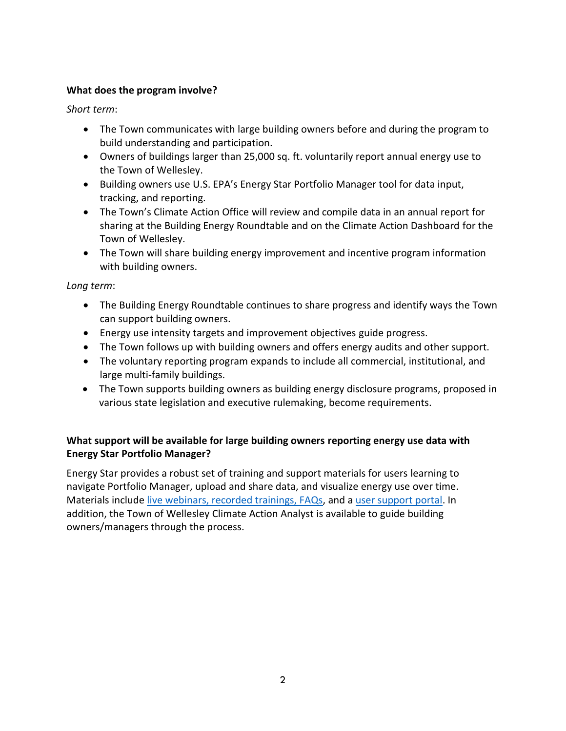**What does the program involve?**

*Short term*:

- The Town communicates with large building owners before and during the program to build understanding and participation.
- Owners of buildings larger than 25,000 sq. ft. voluntarily report annual energy use to the Town of Wellesley.
- Building owners use U.S. EPA's Energy Star Portfolio Manager tool for data input, tracking, and reporting.
- The Town's Climate Action Office will review and compile data in an annual report for sharing at the Building Energy Roundtable and on the Climate Action Dashboard for the Town of Wellesley.
- The Town will share building energy improvement and incentive program information with building owners.

*Long term*:

- The Building Energy Roundtable continues to share progress and identify ways the Town can support building owners.
- Energy use intensity targets and improvement objectives guide progress.
- The Town follows up with building owners and offers energy audits and other support.
- The voluntary reporting program expands to include all commercial, institutional, and large multi-family buildings.
- The Town supports building owners as building energy disclosure programs, proposed in various state legislation and executive rulemaking, become requirements.

**What support will be available for large building owners reporting energy use data with Energy Star Portfolio Manager?**

Energy Star provides a robust set of training and support materials for users learning to navigate Portfolio Manager, upload and share data, and visualize energy use over time. Materials include live webinars, recorded trainings, FAQs, and a user support portal. In addition, the Town of Wellesley Climate Action Analyst is available to guide building owners/managers through the process.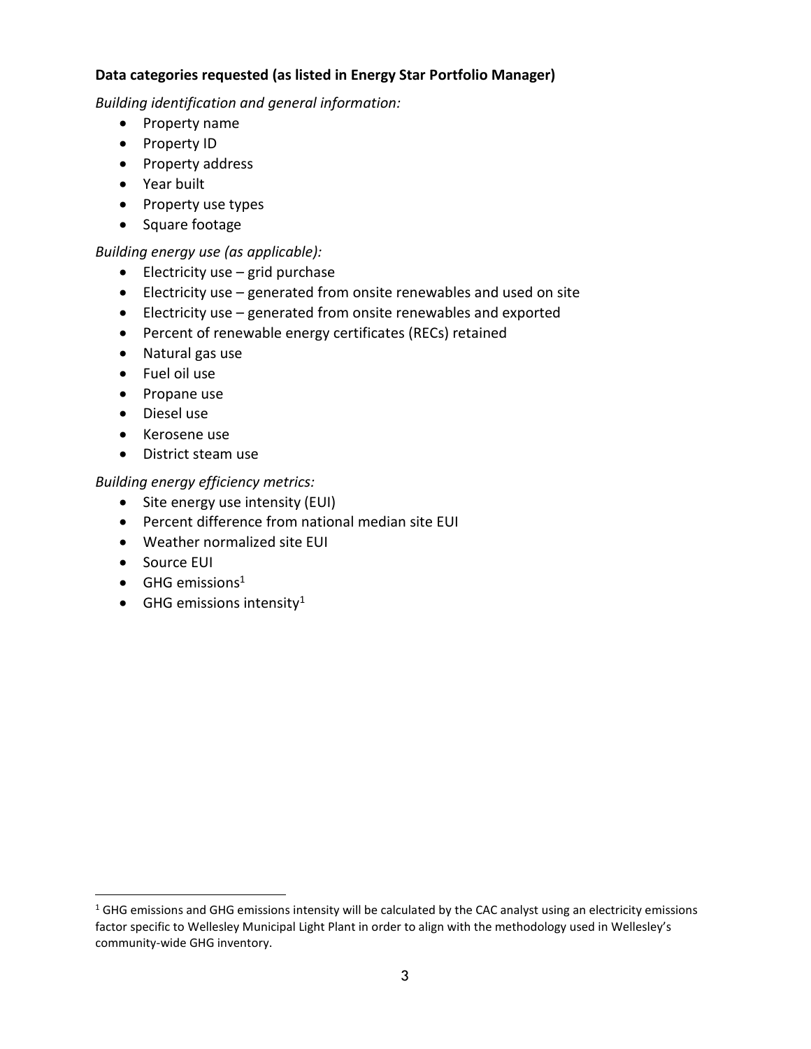**Data categories requested (as listed in Energy Star Portfolio Manager)**

*Building identification and general information:*

- Property name
- Property ID
- Property address
- Year built
- Property use types
- Square footage

*Building energy use (as applicable):*

- Electricity use – grid purchase
- Electricity use – generated from onsite renewables and used on site
- Electricity use – generated from onsite renewables and exported
- Percent of renewable energy certificates (RECs) retained
- Natural gas use
- Fuel oil use
- Propane use
- Diesel use
- Kerosene use
- District steam use

*Building energy efficiency metrics:*

- Site energy use intensity (EUI)
- Percent difference from national median site EUI
- Weather normalized site EUI
- Source EUI
- GHG emissions[1]
- GHG emissions intensity[1]

[1] GHG emissions and GHG emissions intensity will be calculated by the CAC analyst using an electricity emissions factor specific to Wellesley Municipal Light Plant in order to align with the methodology used in Wellesley's community-wide GHG inventory.